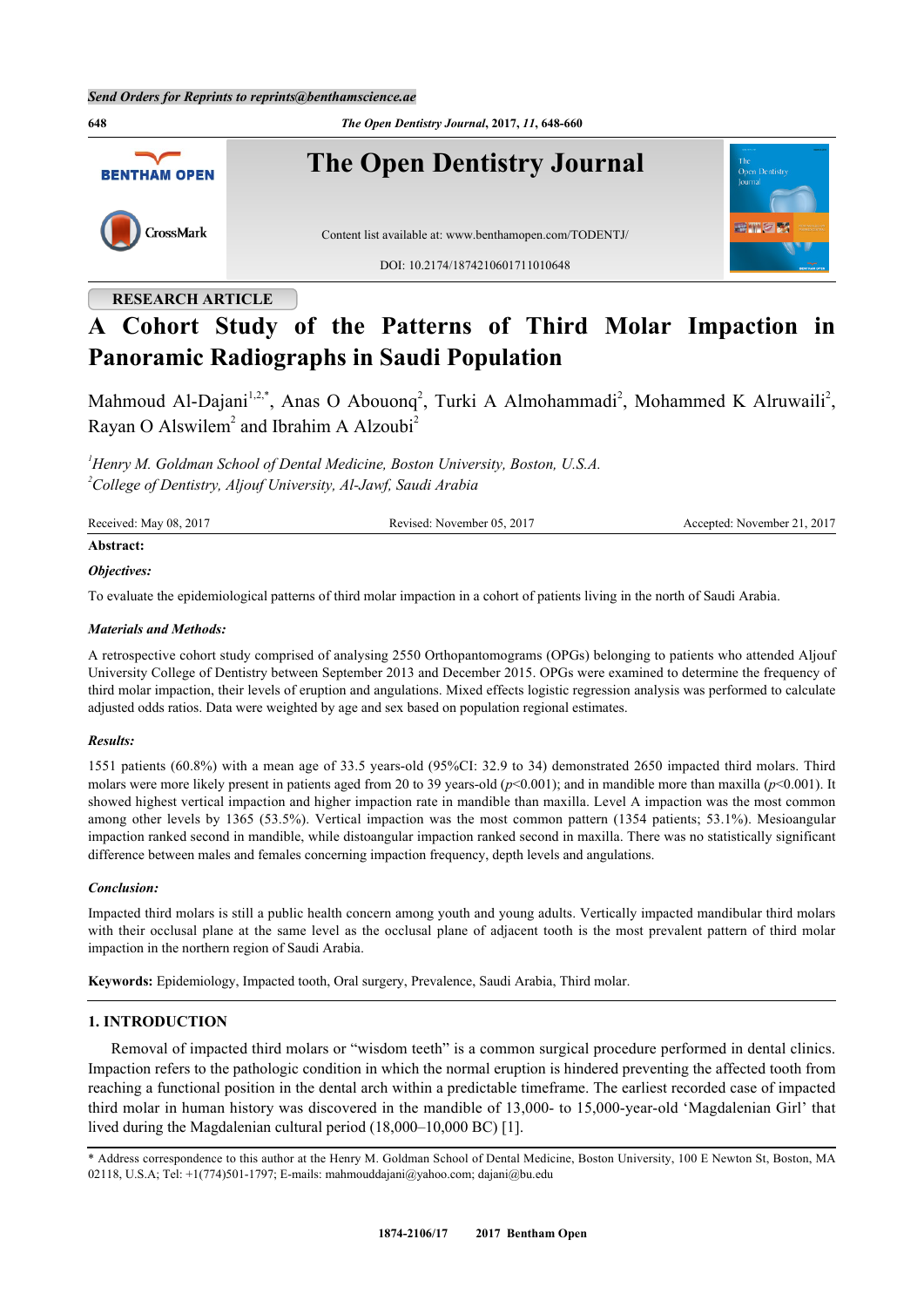RESEARCH ARTICLE

# A Cohort Study of the Patterns of Third Molar Impaction in Panoramic Radiographs in Saudi Population

Mahmoud Al-Dajani[1,2,*], Anas O Abouonq[2], Turki A Almohammadi[2], Mohammed K Alruwaili[2], Rayan O Alswilem[2] and Ibrahim A Alzoubi[2]

[1] *Henry M. Goldman School of Dental Medicine, Boston University, Boston, U.S.A.*
[2] *College of Dentistry, Aljouf University, Al-Jawf, Saudi Arabia*

Received: May 08, 2017 Revised: November 05, 2017 Accepted: November 21, 2017

**Abstract:**

***Objectives:***

To evaluate the epidemiological patterns of third molar impaction in a cohort of patients living in the north of Saudi Arabia.

***Materials and Methods:***

A retrospective cohort study comprised of analysing 2550 Orthopantomograms (OPGs) belonging to patients who attended Aljouf University College of Dentistry between September 2013 and December 2015. OPGs were examined to determine the frequency of third molar impaction, their levels of eruption and angulations. Mixed effects logistic regression analysis was performed to calculate adjusted odds ratios. Data were weighted by age and sex based on population regional estimates.

***Results:***

1551 patients (60.8%) with a mean age of 33.5 years-old (95%CI: 32.9 to 34) demonstrated 2650 impacted third molars. Third molars were more likely present in patients aged from 20 to 39 years-old ($p<0.001$); and in mandible more than maxilla ($p<0.001$). It showed highest vertical impaction and higher impaction rate in mandible than maxilla. Level A impaction was the most common among other levels by 1365 (53.5%). Vertical impaction was the most common pattern (1354 patients; 53.1%). Mesioangular impaction ranked second in mandible, while distoangular impaction ranked second in maxilla. There was no statistically significant difference between males and females concerning impaction frequency, depth levels and angulations.

***Conclusion:***

Impacted third molars is still a public health concern among youth and young adults. Vertically impacted mandibular third molars with their occlusal plane at the same level as the occlusal plane of adjacent tooth is the most prevalent pattern of third molar impaction in the northern region of Saudi Arabia.

**Keywords:** Epidemiology, Impacted tooth, Oral surgery, Prevalence, Saudi Arabia, Third molar.

## 1. INTRODUCTION

Removal of impacted third molars or "wisdom teeth" is a common surgical procedure performed in dental clinics. Impaction refers to the pathologic condition in which the normal eruption is hindered preventing the affected tooth from reaching a functional position in the dental arch within a predictable timeframe. The earliest recorded case of impacted third molar in human history was discovered in the mandible of 13,000- to 15,000-year-old 'Magdalenian Girl' that lived during the Magdalenian cultural period (18,000–10,000 BC) [1].

* Address correspondence to this author at the Henry M. Goldman School of Dental Medicine, Boston University, 100 E Newton St, Boston, MA 02118, U.S.A; Tel: +1(774)501-1797; E-mails: mahmouddajani@yahoo.com; dajani@bu.edu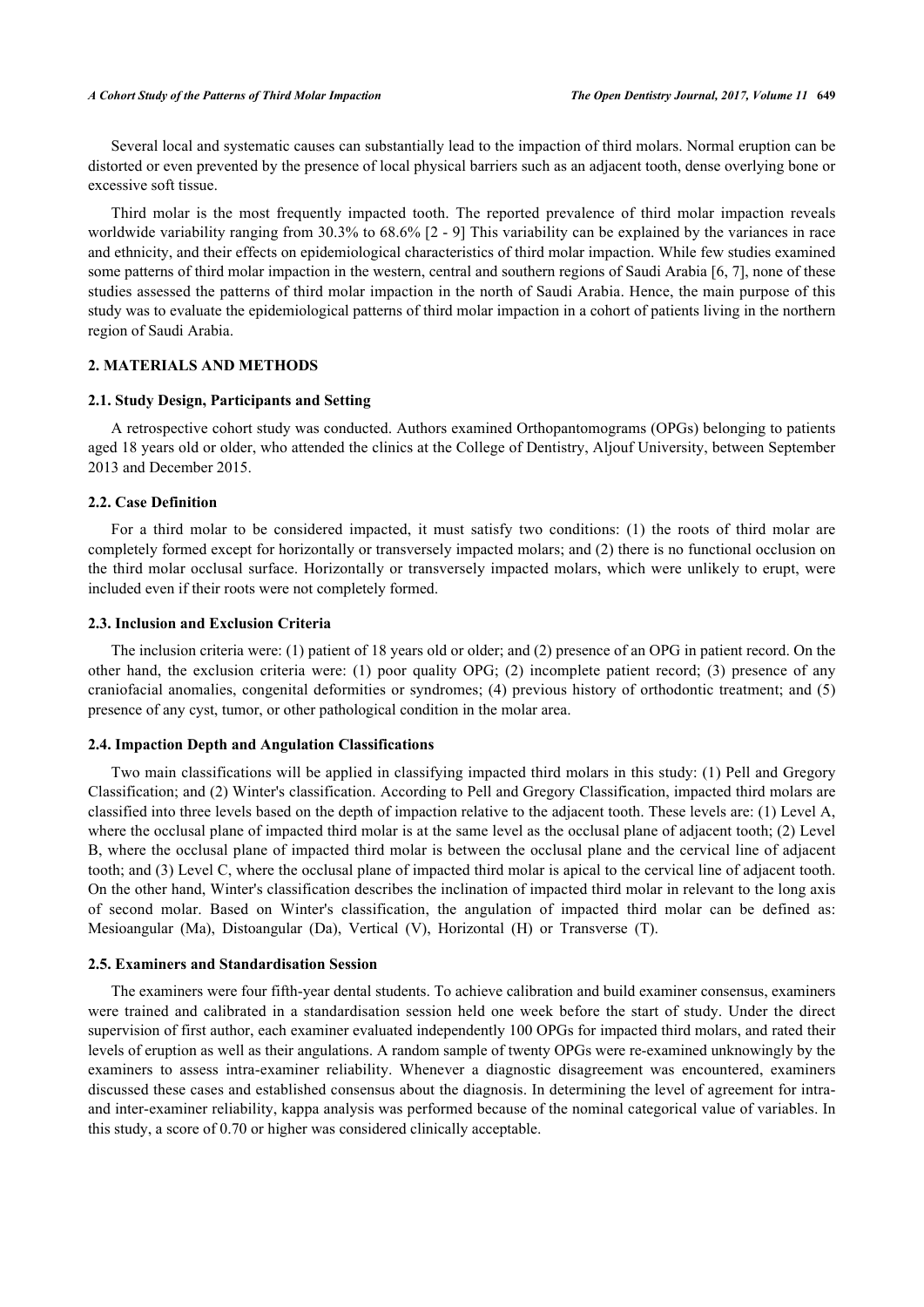Several local and systematic causes can substantially lead to the impaction of third molars. Normal eruption can be distorted or even prevented by the presence of local physical barriers such as an adjacent tooth, dense overlying bone or excessive soft tissue.

Third molar is the most frequently impacted tooth. The reported prevalence of third molar impaction reveals worldwide variability ranging from 30.3% to 68.6% [2 - 9] This variability can be explained by the variances in race and ethnicity, and their effects on epidemiological characteristics of third molar impaction. While few studies examined some patterns of third molar impaction in the western, central and southern regions of Saudi Arabia [6, 7], none of these studies assessed the patterns of third molar impaction in the north of Saudi Arabia. Hence, the main purpose of this study was to evaluate the epidemiological patterns of third molar impaction in a cohort of patients living in the northern region of Saudi Arabia.

## 2. MATERIALS AND METHODS

### 2.1. Study Design, Participants and Setting

A retrospective cohort study was conducted. Authors examined Orthopantomograms (OPGs) belonging to patients aged 18 years old or older, who attended the clinics at the College of Dentistry, Aljouf University, between September 2013 and December 2015.

### 2.2. Case Definition

For a third molar to be considered impacted, it must satisfy two conditions: (1) the roots of third molar are completely formed except for horizontally or transversely impacted molars; and (2) there is no functional occlusion on the third molar occlusal surface. Horizontally or transversely impacted molars, which were unlikely to erupt, were included even if their roots were not completely formed.

### 2.3. Inclusion and Exclusion Criteria

The inclusion criteria were: (1) patient of 18 years old or older; and (2) presence of an OPG in patient record. On the other hand, the exclusion criteria were: (1) poor quality OPG; (2) incomplete patient record; (3) presence of any craniofacial anomalies, congenital deformities or syndromes; (4) previous history of orthodontic treatment; and (5) presence of any cyst, tumor, or other pathological condition in the molar area.

### 2.4. Impaction Depth and Angulation Classifications

Two main classifications will be applied in classifying impacted third molars in this study: (1) Pell and Gregory Classification; and (2) Winter's classification. According to Pell and Gregory Classification, impacted third molars are classified into three levels based on the depth of impaction relative to the adjacent tooth. These levels are: (1) Level A, where the occlusal plane of impacted third molar is at the same level as the occlusal plane of adjacent tooth; (2) Level B, where the occlusal plane of impacted third molar is between the occlusal plane and the cervical line of adjacent tooth; and (3) Level C, where the occlusal plane of impacted third molar is apical to the cervical line of adjacent tooth. On the other hand, Winter's classification describes the inclination of impacted third molar in relevant to the long axis of second molar. Based on Winter's classification, the angulation of impacted third molar can be defined as: Mesioangular (Ma), Distoangular (Da), Vertical (V), Horizontal (H) or Transverse (T).

### 2.5. Examiners and Standardisation Session

The examiners were four fifth-year dental students. To achieve calibration and build examiner consensus, examiners were trained and calibrated in a standardisation session held one week before the start of study. Under the direct supervision of first author, each examiner evaluated independently 100 OPGs for impacted third molars, and rated their levels of eruption as well as their angulations. A random sample of twenty OPGs were re-examined unknowingly by the examiners to assess intra-examiner reliability. Whenever a diagnostic disagreement was encountered, examiners discussed these cases and established consensus about the diagnosis. In determining the level of agreement for intra- and inter-examiner reliability, kappa analysis was performed because of the nominal categorical value of variables. In this study, a score of 0.70 or higher was considered clinically acceptable.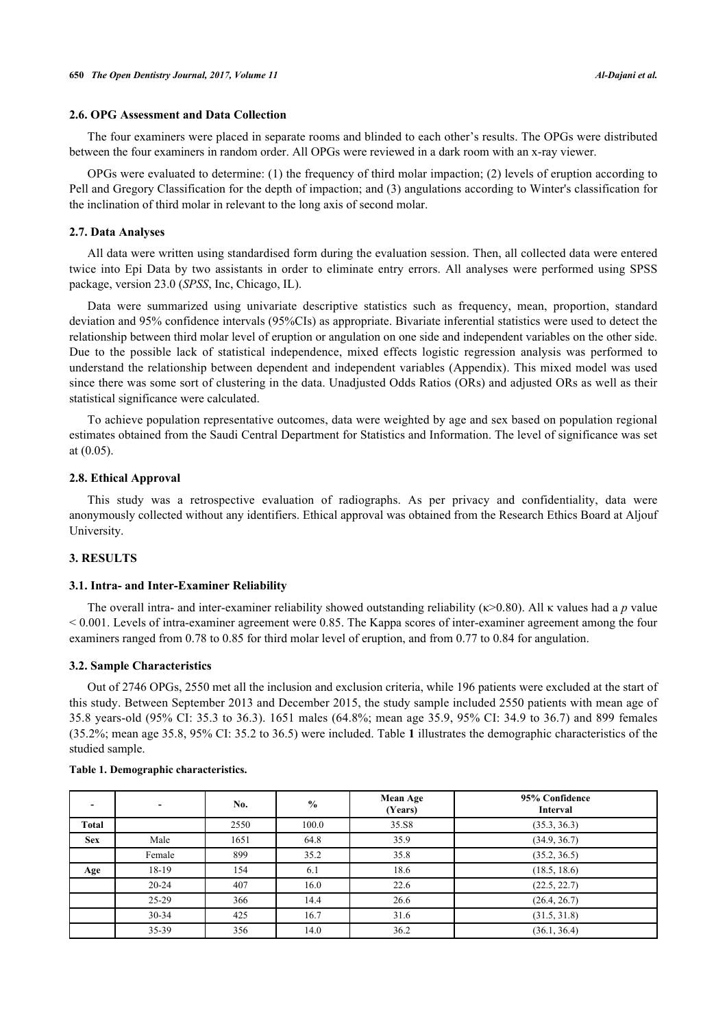### 2.6. OPG Assessment and Data Collection

The four examiners were placed in separate rooms and blinded to each other's results. The OPGs were distributed between the four examiners in random order. All OPGs were reviewed in a dark room with an x-ray viewer.

OPGs were evaluated to determine: (1) the frequency of third molar impaction; (2) levels of eruption according to Pell and Gregory Classification for the depth of impaction; and (3) angulations according to Winter's classification for the inclination of third molar in relevant to the long axis of second molar.

### 2.7. Data Analyses

All data were written using standardised form during the evaluation session. Then, all collected data were entered twice into Epi Data by two assistants in order to eliminate entry errors. All analyses were performed using SPSS package, version 23.0 (*SPSS*, Inc, Chicago, IL).

Data were summarized using univariate descriptive statistics such as frequency, mean, proportion, standard deviation and 95% confidence intervals (95%CIs) as appropriate. Bivariate inferential statistics were used to detect the relationship between third molar level of eruption or angulation on one side and independent variables on the other side. Due to the possible lack of statistical independence, mixed effects logistic regression analysis was performed to understand the relationship between dependent and independent variables (Appendix). This mixed model was used since there was some sort of clustering in the data. Unadjusted Odds Ratios (ORs) and adjusted ORs as well as their statistical significance were calculated.

To achieve population representative outcomes, data were weighted by age and sex based on population regional estimates obtained from the Saudi Central Department for Statistics and Information. The level of significance was set at (0.05).

### 2.8. Ethical Approval

This study was a retrospective evaluation of radiographs. As per privacy and confidentiality, data were anonymously collected without any identifiers. Ethical approval was obtained from the Research Ethics Board at Aljouf University.

## 3. RESULTS

### 3.1. Intra- and Inter-Examiner Reliability

The overall intra- and inter-examiner reliability showed outstanding reliability ($\kappa>0.80$). All $\kappa$ values had a *p* value $< 0.001$. Levels of intra-examiner agreement were 0.85. The Kappa scores of inter-examiner agreement among the four examiners ranged from 0.78 to 0.85 for third molar level of eruption, and from 0.77 to 0.84 for angulation.

### 3.2. Sample Characteristics

Out of 2746 OPGs, 2550 met all the inclusion and exclusion criteria, while 196 patients were excluded at the start of this study. Between September 2013 and December 2015, the study sample included 2550 patients with mean age of 35.8 years-old (95% CI: 35.3 to 36.3). 1651 males (64.8%; mean age 35.9, 95% CI: 34.9 to 36.7) and 899 females (35.2%; mean age 35.8, 95% CI: 35.2 to 36.5) were included. Table **1** illustrates the demographic characteristics of the studied sample.

**Table 1. Demographic characteristics.**

| - | - | No. | % | Mean Age (Years) | 95% Confidence Interval |
|---|---|---|---|---|---|
| **Total** | | 2550 | 100.0 | 35.S8 | (35.3, 36.3) |
| **Sex** | Male | 1651 | 64.8 | 35.9 | (34.9, 36.7) |
| | Female | 899 | 35.2 | 35.8 | (35.2, 36.5) |
| **Age** | 18-19 | 154 | 6.1 | 18.6 | (18.5, 18.6) |
| | 20-24 | 407 | 16.0 | 22.6 | (22.5, 22.7) |
| | 25-29 | 366 | 14.4 | 26.6 | (26.4, 26.7) |
| | 30-34 | 425 | 16.7 | 31.6 | (31.5, 31.8) |
| | 35-39 | 356 | 14.0 | 36.2 | (36.1, 36.4) |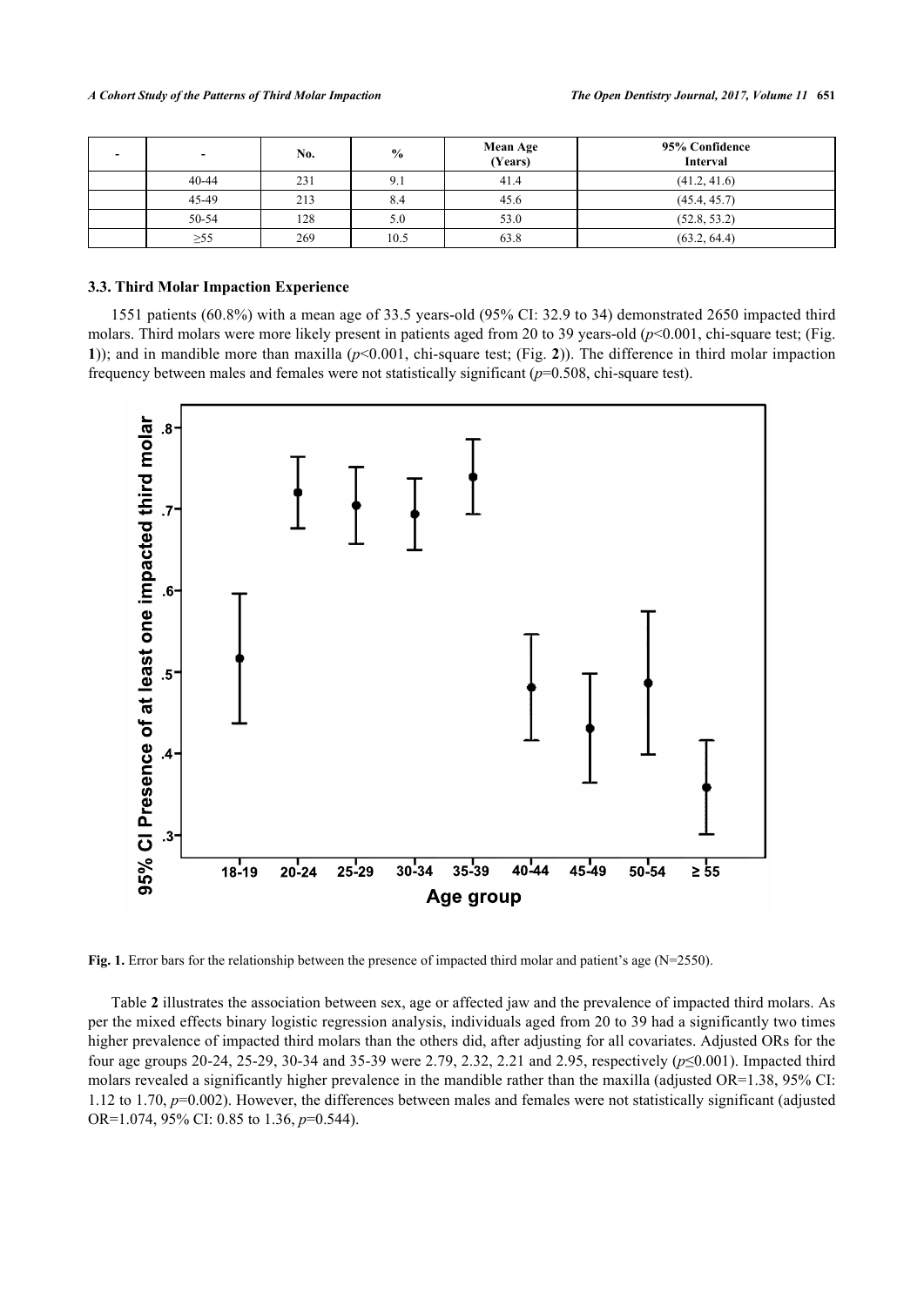| - | - | No. | % | Mean Age (Years) | 95% Confidence Interval |
|---|---|---|---|---|---|
| | 40-44 | 231 | 9.1 | 41.4 | (41.2, 41.6) |
| | 45-49 | 213 | 8.4 | 45.6 | (45.4, 45.7) |
| | 50-54 | 128 | 5.0 | 53.0 | (52.8, 53.2) |
| | ≥55 | 269 | 10.5 | 63.8 | (63.2, 64.4) |

### 3.3. Third Molar Impaction Experience

1551 patients (60.8%) with a mean age of 33.5 years-old (95% CI: 32.9 to 34) demonstrated 2650 impacted third molars. Third molars were more likely present in patients aged from 20 to 39 years-old ($p<0.001$, chi-square test; (Fig. **1**)); and in mandible more than maxilla ($p<0.001$, chi-square test; (Fig. **2**)). The difference in third molar impaction frequency between males and females were not statistically significant ($p=0.508$, chi-square test).

**Fig. 1.** Error bars for the relationship between the presence of impacted third molar and patient's age (N=2550).

Table **2** illustrates the association between sex, age or affected jaw and the prevalence of impacted third molars. As per the mixed effects binary logistic regression analysis, individuals aged from 20 to 39 had a significantly two times higher prevalence of impacted third molars than the others did, after adjusting for all covariates. Adjusted ORs for the four age groups 20-24, 25-29, 30-34 and 35-39 were 2.79, 2.32, 2.21 and 2.95, respectively ($p\leq0.001$). Impacted third molars revealed a significantly higher prevalence in the mandible rather than the maxilla (adjusted OR=1.38, 95% CI: 1.12 to 1.70, $p=0.002$). However, the differences between males and females were not statistically significant (adjusted OR=1.074, 95% CI: 0.85 to 1.36, $p=0.544$).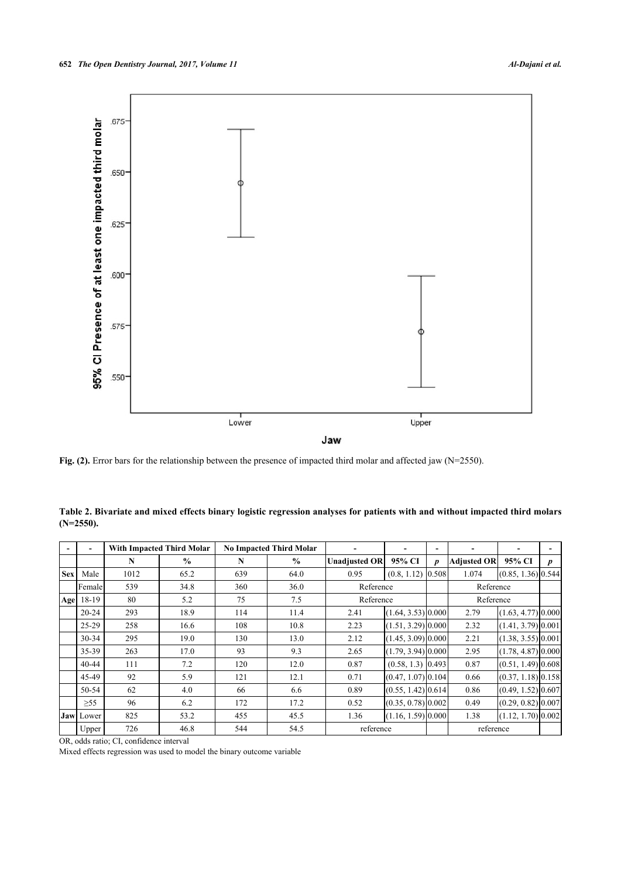**Fig. (2).** Error bars for the relationship between the presence of impacted third molar and affected jaw (N=2550).

**Table 2. Bivariate and mixed effects binary logistic regression analyses for patients with and without impacted third molars (N=2550).**

| - | - | With Impacted Third Molar | | No Impacted Third Molar | | - | - | - | - | - | - |
|---|---|---|---|---|---|---|---|---|---|---|---|
| | | N | % | N | % | Unadjusted OR | 95% CI | *p* | Adjusted OR | 95% CI | *p* |
| Sex | Male | 1012 | 65.2 | 639 | 64.0 | 0.95 | (0.8, 1.12) | 0.508 | 1.074 | (0.85, 1.36) | 0.544 |
| | Female | 539 | 34.8 | 360 | 36.0 | Reference | | | Reference | | |
| Age | 18-19 | 80 | 5.2 | 75 | 7.5 | Reference | | | Reference | | |
| | 20-24 | 293 | 18.9 | 114 | 11.4 | 2.41 | (1.64, 3.53) | 0.000 | 2.79 | (1.63, 4.77) | 0.000 |
| | 25-29 | 258 | 16.6 | 108 | 10.8 | 2.23 | (1.51, 3.29) | 0.000 | 2.32 | (1.41, 3.79) | 0.001 |
| | 30-34 | 295 | 19.0 | 130 | 13.0 | 2.12 | (1.45, 3.09) | 0.000 | 2.21 | (1.38, 3.55) | 0.001 |
| | 35-39 | 263 | 17.0 | 93 | 9.3 | 2.65 | (1.79, 3.94) | 0.000 | 2.95 | (1.78, 4.87) | 0.000 |
| | 40-44 | 111 | 7.2 | 120 | 12.0 | 0.87 | (0.58, 1.3) | 0.493 | 0.87 | (0.51, 1.49) | 0.608 |
| | 45-49 | 92 | 5.9 | 121 | 12.1 | 0.71 | (0.47, 1.07) | 0.104 | 0.66 | (0.37, 1.18) | 0.158 |
| | 50-54 | 62 | 4.0 | 66 | 6.6 | 0.89 | (0.55, 1.42) | 0.614 | 0.86 | (0.49, 1.52) | 0.607 |
| | ≥55 | 96 | 6.2 | 172 | 17.2 | 0.52 | (0.35, 0.78) | 0.002 | 0.49 | (0.29, 0.82) | 0.007 |
| Jaw | Lower | 825 | 53.2 | 455 | 45.5 | 1.36 | (1.16, 1.59) | 0.000 | 1.38 | (1.12, 1.70) | 0.002 |
| | Upper | 726 | 46.8 | 544 | 54.5 | reference | | | reference | | |

OR, odds ratio; CI, confidence interval

Mixed effects regression was used to model the binary outcome variable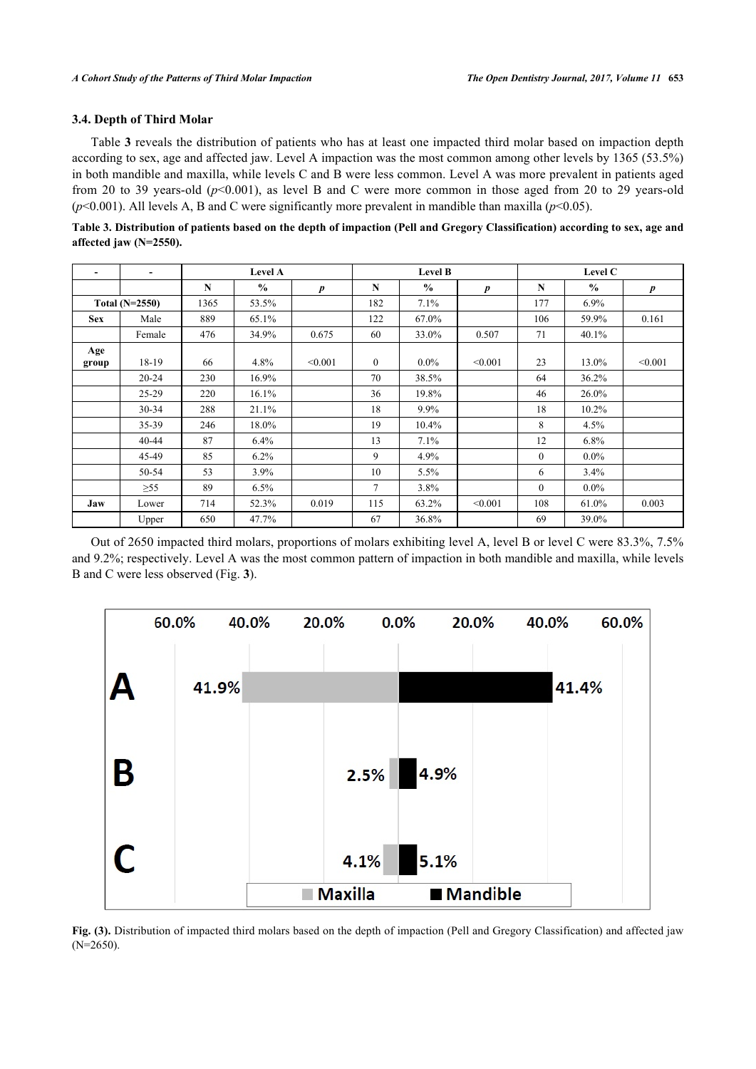### 3.4. Depth of Third Molar

Table **3** reveals the distribution of patients who has at least one impacted third molar based on impaction depth according to sex, age and affected jaw. Level A impaction was the most common among other levels by 1365 (53.5%) in both mandible and maxilla, while levels C and B were less common. Level A was more prevalent in patients aged from 20 to 39 years-old ($p<0.001$), as level B and C were more common in those aged from 20 to 29 years-old ($p<0.001$). All levels A, B and C were significantly more prevalent in mandible than maxilla ($p<0.05$).

**Table 3. Distribution of patients based on the depth of impaction (Pell and Gregory Classification) according to sex, age and affected jaw (N=2550).**

| - | - | Level A | | | Level B | | | Level C | | |
|---|---|---|---|---|---|---|---|---|---|---|
| | | N | % | *p* | N | % | *p* | N | % | *p* |
| Total (N=2550) | | 1365 | 53.5% | | 182 | 7.1% | | 177 | 6.9% | |
| Sex | Male | 889 | 65.1% | | 122 | 67.0% | | 106 | 59.9% | 0.161 |
| | Female | 476 | 34.9% | 0.675 | 60 | 33.0% | 0.507 | 71 | 40.1% | |
| Age group | 18-19 | 66 | 4.8% | <0.001 | 0 | 0.0% | <0.001 | 23 | 13.0% | <0.001 |
| | 20-24 | 230 | 16.9% | | 70 | 38.5% | | 64 | 36.2% | |
| | 25-29 | 220 | 16.1% | | 36 | 19.8% | | 46 | 26.0% | |
| | 30-34 | 288 | 21.1% | | 18 | 9.9% | | 18 | 10.2% | |
| | 35-39 | 246 | 18.0% | | 19 | 10.4% | | 8 | 4.5% | |
| | 40-44 | 87 | 6.4% | | 13 | 7.1% | | 12 | 6.8% | |
| | 45-49 | 85 | 6.2% | | 9 | 4.9% | | 0 | 0.0% | |
| | 50-54 | 53 | 3.9% | | 10 | 5.5% | | 6 | 3.4% | |
| | ≥55 | 89 | 6.5% | | 7 | 3.8% | | 0 | 0.0% | |
| Jaw | Lower | 714 | 52.3% | 0.019 | 115 | 63.2% | <0.001 | 108 | 61.0% | 0.003 |
| | Upper | 650 | 47.7% | | 67 | 36.8% | | 69 | 39.0% | |

Out of 2650 impacted third molars, proportions of molars exhibiting level A, level B or level C were 83.3%, 7.5% and 9.2%; respectively. Level A was the most common pattern of impaction in both mandible and maxilla, while levels B and C were less observed (Fig. **3**).

**Fig. (3).** Distribution of impacted third molars based on the depth of impaction (Pell and Gregory Classification) and affected jaw (N=2650).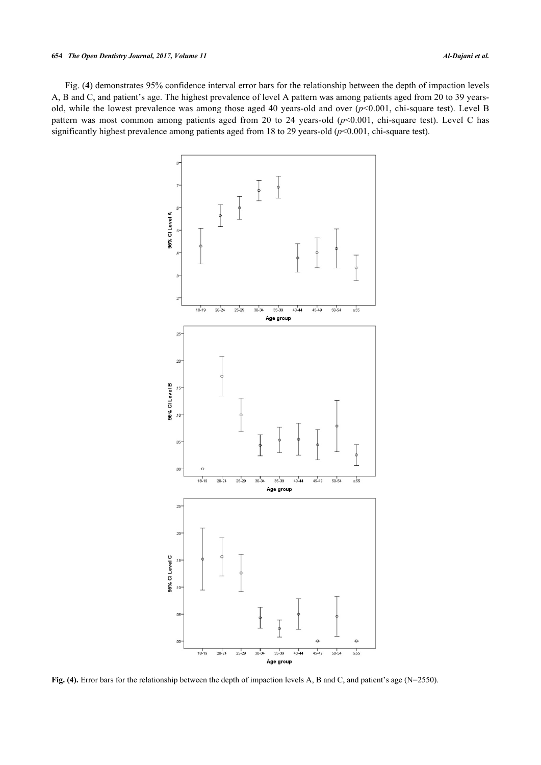Fig. (**4**) demonstrates 95% confidence interval error bars for the relationship between the depth of impaction levels A, B and C, and patient's age. The highest prevalence of level A pattern was among patients aged from 20 to 39 years-old, while the lowest prevalence was among those aged 40 years-old and over ($p<0.001$, chi-square test). Level B pattern was most common among patients aged from 20 to 24 years-old ($p<0.001$, chi-square test). Level C has significantly highest prevalence among patients aged from 18 to 29 years-old ($p<0.001$, chi-square test).

**Fig. (4).** Error bars for the relationship between the depth of impaction levels A, B and C, and patient's age (N=2550).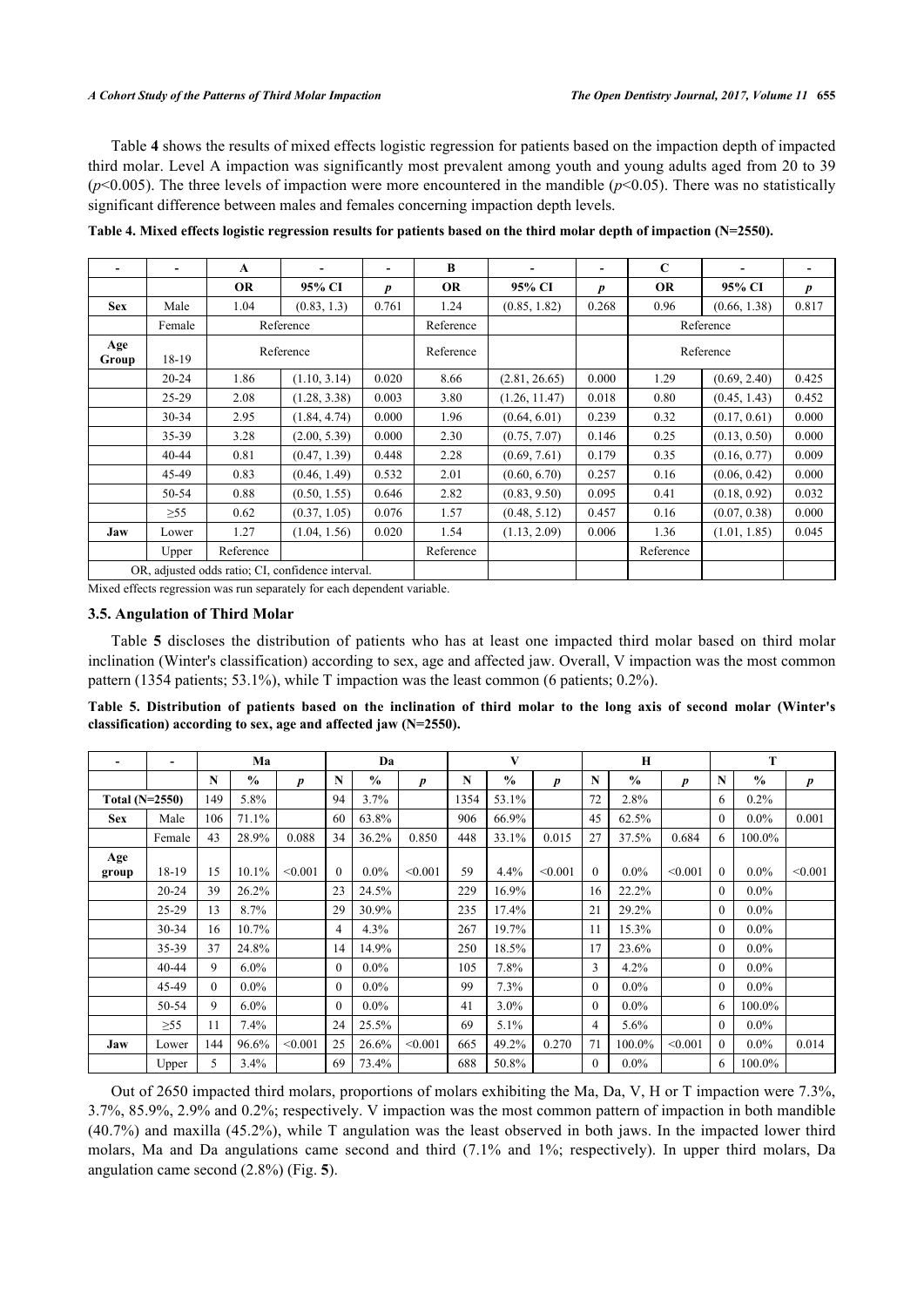Table **4** shows the results of mixed effects logistic regression for patients based on the impaction depth of impacted third molar. Level A impaction was significantly most prevalent among youth and young adults aged from 20 to 39 ($p<0.005$). The three levels of impaction were more encountered in the mandible ($p<0.05$). There was no statistically significant difference between males and females concerning impaction depth levels.

**Table 4. Mixed effects logistic regression results for patients based on the third molar depth of impaction (N=2550).**

| - | - | A | - | - | B | - | - | C | - | - |
|---|---|---|---|---|---|---|---|---|---|---|
| | | OR | 95% CI | *p* | OR | 95% CI | *p* | OR | 95% CI | *p* |
| **Sex** | Male | 1.04 | (0.83, 1.3) | 0.761 | 1.24 | (0.85, 1.82) | 0.268 | 0.96 | (0.66, 1.38) | 0.817 |
| | Female | Reference | | | Reference | | | Reference | | |
| **Age Group** | 18-19 | Reference | | | Reference | | | Reference | | |
| | 20-24 | 1.86 | (1.10, 3.14) | 0.020 | 8.66 | (2.81, 26.65) | 0.000 | 1.29 | (0.69, 2.40) | 0.425 |
| | 25-29 | 2.08 | (1.28, 3.38) | 0.003 | 3.80 | (1.26, 11.47) | 0.018 | 0.80 | (0.45, 1.43) | 0.452 |
| | 30-34 | 2.95 | (1.84, 4.74) | 0.000 | 1.96 | (0.64, 6.01) | 0.239 | 0.32 | (0.17, 0.61) | 0.000 |
| | 35-39 | 3.28 | (2.00, 5.39) | 0.000 | 2.30 | (0.75, 7.07) | 0.146 | 0.25 | (0.13, 0.50) | 0.000 |
| | 40-44 | 0.81 | (0.47, 1.39) | 0.448 | 2.28 | (0.69, 7.61) | 0.179 | 0.35 | (0.16, 0.77) | 0.009 |
| | 45-49 | 0.83 | (0.46, 1.49) | 0.532 | 2.01 | (0.60, 6.70) | 0.257 | 0.16 | (0.06, 0.42) | 0.000 |
| | 50-54 | 0.88 | (0.50, 1.55) | 0.646 | 2.82 | (0.83, 9.50) | 0.095 | 0.41 | (0.18, 0.92) | 0.032 |
| | ≥55 | 0.62 | (0.37, 1.05) | 0.076 | 1.57 | (0.48, 5.12) | 0.457 | 0.16 | (0.07, 0.38) | 0.000 |
| **Jaw** | Lower | 1.27 | (1.04, 1.56) | 0.020 | 1.54 | (1.13, 2.09) | 0.006 | 1.36 | (1.01, 1.85) | 0.045 |
| | Upper | Reference | | | Reference | | | Reference | | |
| OR, adjusted odds ratio; CI, confidence interval. | | | | | | | | | | |

Mixed effects regression was run separately for each dependent variable.

### 3.5. Angulation of Third Molar

Table **5** discloses the distribution of patients who has at least one impacted third molar based on third molar inclination (Winter's classification) according to sex, age and affected jaw. Overall, V impaction was the most common pattern (1354 patients; 53.1%), while T impaction was the least common (6 patients; 0.2%).

**Table 5. Distribution of patients based on the inclination of third molar to the long axis of second molar (Winter's classification) according to sex, age and affected jaw (N=2550).**

| - | - | Ma | | | Da | | | V | | | H | | | T | | |
|---|---|---|---|---|---|---|---|---|---|---|---|---|---|---|---|---|
| | | N | % | *p* | N | % | *p* | N | % | *p* | N | % | *p* | N | % | *p* |
| **Total (N=2550)** | | 149 | 5.8% | | 94 | 3.7% | | 1354 | 53.1% | | 72 | 2.8% | | 6 | 0.2% | |
| **Sex** | Male | 106 | 71.1% | | 60 | 63.8% | | 906 | 66.9% | | 45 | 62.5% | | 0 | 0.0% | 0.001 |
| | Female | 43 | 28.9% | 0.088 | 34 | 36.2% | 0.850 | 448 | 33.1% | 0.015 | 27 | 37.5% | 0.684 | 6 | 100.0% | |
| **Age group** | 18-19 | 15 | 10.1% | <0.001 | 0 | 0.0% | <0.001 | 59 | 4.4% | <0.001 | 0 | 0.0% | <0.001 | 0 | 0.0% | <0.001 |
| | 20-24 | 39 | 26.2% | | 23 | 24.5% | | 229 | 16.9% | | 16 | 22.2% | | 0 | 0.0% | |
| | 25-29 | 13 | 8.7% | | 29 | 30.9% | | 235 | 17.4% | | 21 | 29.2% | | 0 | 0.0% | |
| | 30-34 | 16 | 10.7% | | 4 | 4.3% | | 267 | 19.7% | | 11 | 15.3% | | 0 | 0.0% | |
| | 35-39 | 37 | 24.8% | | 14 | 14.9% | | 250 | 18.5% | | 17 | 23.6% | | 0 | 0.0% | |
| | 40-44 | 9 | 6.0% | | 0 | 0.0% | | 105 | 7.8% | | 3 | 4.2% | | 0 | 0.0% | |
| | 45-49 | 0 | 0.0% | | 0 | 0.0% | | 99 | 7.3% | | 0 | 0.0% | | 0 | 0.0% | |
| | 50-54 | 9 | 6.0% | | 0 | 0.0% | | 41 | 3.0% | | 0 | 0.0% | | 6 | 100.0% | |
| | ≥55 | 11 | 7.4% | | 24 | 25.5% | | 69 | 5.1% | | 4 | 5.6% | | 0 | 0.0% | |
| **Jaw** | Lower | 144 | 96.6% | <0.001 | 25 | 26.6% | <0.001 | 665 | 49.2% | 0.270 | 71 | 100.0% | <0.001 | 0 | 0.0% | 0.014 |
| | Upper | 5 | 3.4% | | 69 | 73.4% | | 688 | 50.8% | | 0 | 0.0% | | 6 | 100.0% | |

Out of 2650 impacted third molars, proportions of molars exhibiting the Ma, Da, V, H or T impaction were 7.3%, 3.7%, 85.9%, 2.9% and 0.2%; respectively. V impaction was the most common pattern of impaction in both mandible (40.7%) and maxilla (45.2%), while T angulation was the least observed in both jaws. In the impacted lower third molars, Ma and Da angulations came second and third (7.1% and 1%; respectively). In upper third molars, Da angulation came second (2.8%) (Fig. **5**).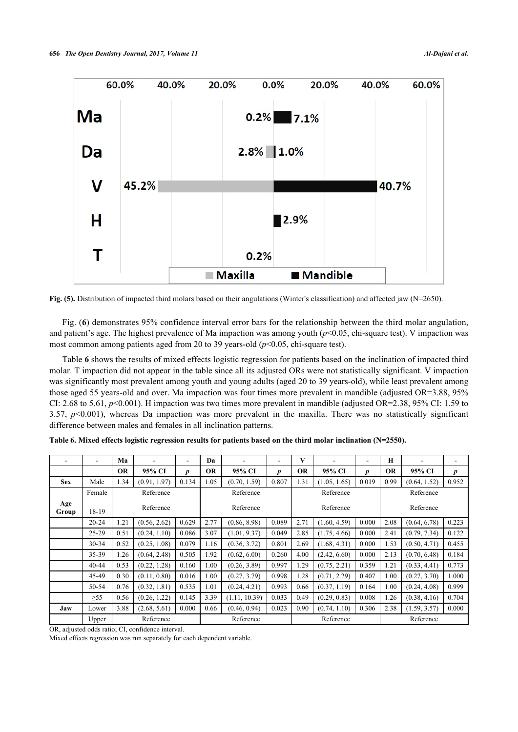Fig. (5). Distribution of impacted third molars based on their angulations (Winter's classification) and affected jaw (N=2650).

Fig. (6) demonstrates 95% confidence interval error bars for the relationship between the third molar angulation, and patient's age. The highest prevalence of Ma impaction was among youth ($p<0.05$, chi-square test). V impaction was most common among patients aged from 20 to 39 years-old ($p<0.05$, chi-square test).

Table 6 shows the results of mixed effects logistic regression for patients based on the inclination of impacted third molar. T impaction did not appear in the table since all its adjusted ORs were not statistically significant. V impaction was significantly most prevalent among youth and young adults (aged 20 to 39 years-old), while least prevalent among those aged 55 years-old and over. Ma impaction was four times more prevalent in mandible (adjusted OR=3.88, 95% CI: 2.68 to 5.61, $p<0.001$). H impaction was two times more prevalent in mandible (adjusted OR=2.38, 95% CI: 1.59 to 3.57, $p<0.001$), whereas Da impaction was more prevalent in the maxilla. There was no statistically significant difference between males and females in all inclination patterns.

**Table 6. Mixed effects logistic regression results for patients based on the third molar inclination (N=2550).**

| - | - | Ma | - | - | Da | - | - | V | - | - | H | - | - |
|---|---|---|---|---|---|---|---|---|---|---|---|---|---|
| | | OR | 95% CI | p | OR | 95% CI | p | OR | 95% CI | p | OR | 95% CI | p |
| **Sex** | Male | 1.34 | (0.91, 1.97) | 0.134 | 1.05 | (0.70, 1.59) | 0.807 | 1.31 | (1.05, 1.65) | 0.019 | 0.99 | (0.64, 1.52) | 0.952 |
| | Female | Reference | | | Reference | | | Reference | | | Reference | | |
| **Age Group** | 18-19 | Reference | | | Reference | | | Reference | | | Reference | | |
| | 20-24 | 1.21 | (0.56, 2.62) | 0.629 | 2.77 | (0.86, 8.98) | 0.089 | 2.71 | (1.60, 4.59) | 0.000 | 2.08 | (0.64, 6.78) | 0.223 |
| | 25-29 | 0.51 | (0.24, 1.10) | 0.086 | 3.07 | (1.01, 9.37) | 0.049 | 2.85 | (1.75, 4.66) | 0.000 | 2.41 | (0.79, 7.34) | 0.122 |
| | 30-34 | 0.52 | (0.25, 1.08) | 0.079 | 1.16 | (0.36, 3.72) | 0.801 | 2.69 | (1.68, 4.31) | 0.000 | 1.53 | (0.50, 4.71) | 0.455 |
| | 35-39 | 1.26 | (0.64, 2.48) | 0.505 | 1.92 | (0.62, 6.00) | 0.260 | 4.00 | (2.42, 6.60) | 0.000 | 2.13 | (0.70, 6.48) | 0.184 |
| | 40-44 | 0.53 | (0.22, 1.28) | 0.160 | 1.00 | (0.26, 3.89) | 0.997 | 1.29 | (0.75, 2.21) | 0.359 | 1.21 | (0.33, 4.41) | 0.773 |
| | 45-49 | 0.30 | (0.11, 0.80) | 0.016 | 1.00 | (0.27, 3.79) | 0.998 | 1.28 | (0.71, 2.29) | 0.407 | 1.00 | (0.27, 3.70) | 1.000 |
| | 50-54 | 0.76 | (0.32, 1.81) | 0.535 | 1.01 | (0.24, 4.21) | 0.993 | 0.66 | (0.37, 1.19) | 0.164 | 1.00 | (0.24, 4.08) | 0.999 |
| | ≥55 | 0.56 | (0.26, 1.22) | 0.145 | 3.39 | (1.11, 10.39) | 0.033 | 0.49 | (0.29, 0.83) | 0.008 | 1.26 | (0.38, 4.16) | 0.704 |
| **Jaw** | Lower | 3.88 | (2.68, 5.61) | 0.000 | 0.66 | (0.46, 0.94) | 0.023 | 0.90 | (0.74, 1.10) | 0.306 | 2.38 | (1.59, 3.57) | 0.000 |
| | Upper | Reference | | | Reference | | | Reference | | | Reference | | |

OR, adjusted odds ratio; CI, confidence interval.
Mixed effects regression was run separately for each dependent variable.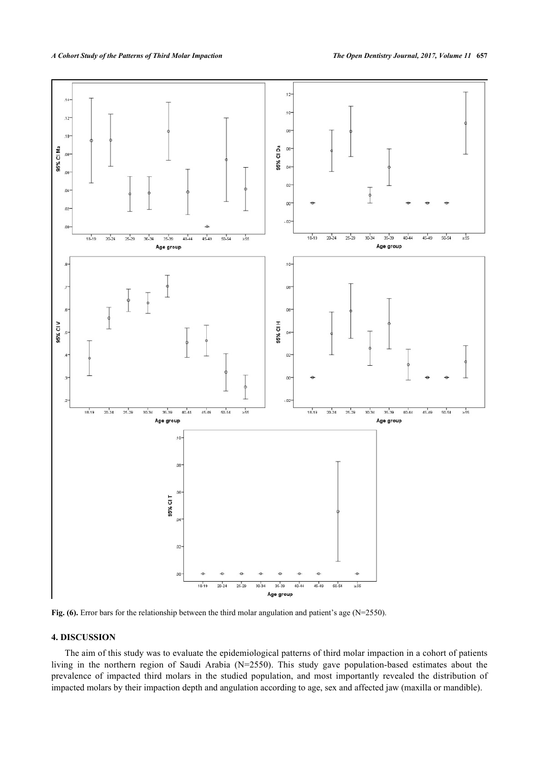**Fig. (6).** Error bars for the relationship between the third molar angulation and patient's age (N=2550).

## 4. DISCUSSION

The aim of this study was to evaluate the epidemiological patterns of third molar impaction in a cohort of patients living in the northern region of Saudi Arabia (N=2550). This study gave population-based estimates about the prevalence of impacted third molars in the studied population, and most importantly revealed the distribution of impacted molars by their impaction depth and angulation according to age, sex and affected jaw (maxilla or mandible).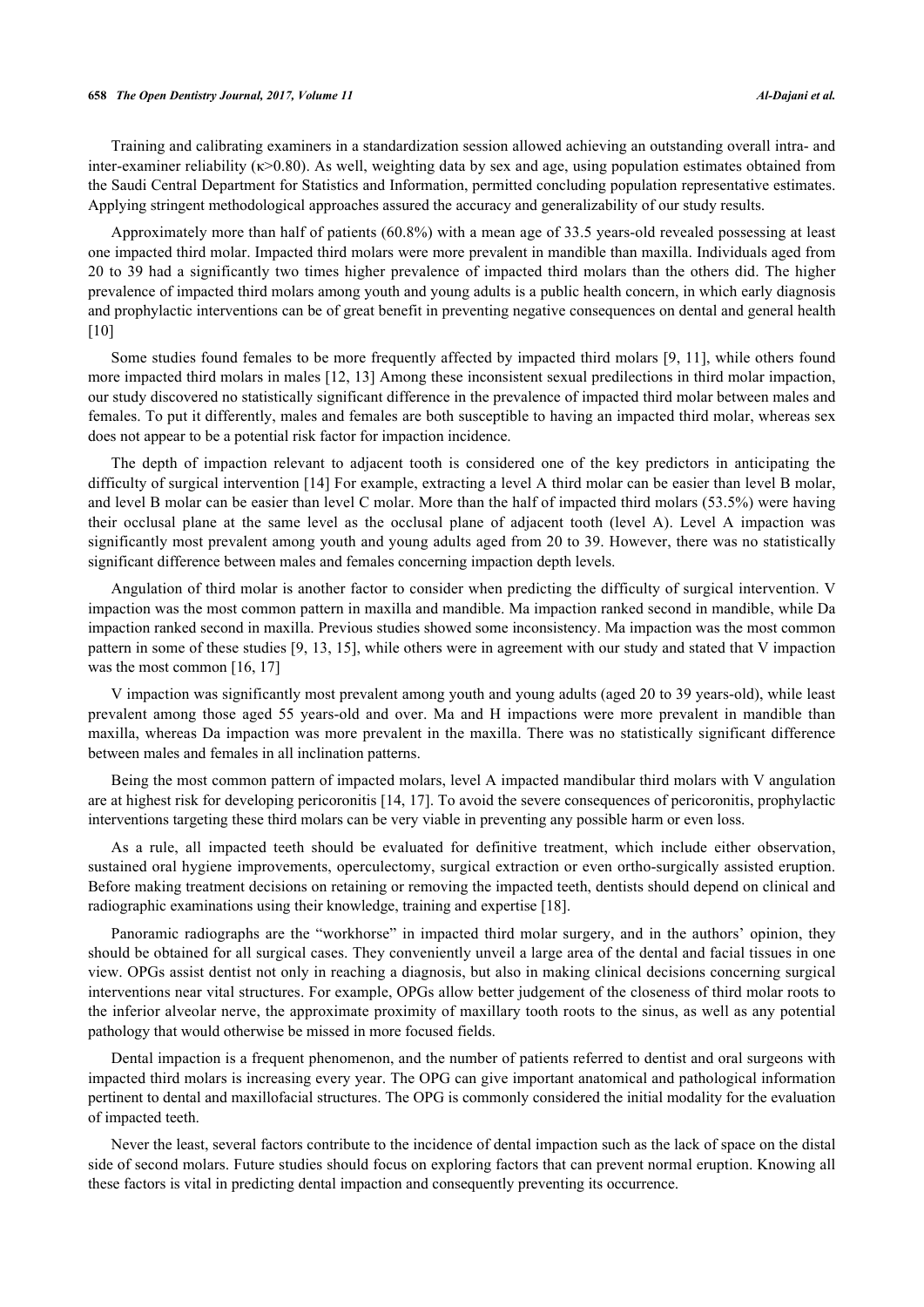Training and calibrating examiners in a standardization session allowed achieving an outstanding overall intra- and inter-examiner reliability ($\kappa$>0.80). As well, weighting data by sex and age, using population estimates obtained from the Saudi Central Department for Statistics and Information, permitted concluding population representative estimates. Applying stringent methodological approaches assured the accuracy and generalizability of our study results.

Approximately more than half of patients (60.8%) with a mean age of 33.5 years-old revealed possessing at least one impacted third molar. Impacted third molars were more prevalent in mandible than maxilla. Individuals aged from 20 to 39 had a significantly two times higher prevalence of impacted third molars than the others did. The higher prevalence of impacted third molars among youth and young adults is a public health concern, in which early diagnosis and prophylactic interventions can be of great benefit in preventing negative consequences on dental and general health [10]

Some studies found females to be more frequently affected by impacted third molars [9, 11], while others found more impacted third molars in males [12, 13] Among these inconsistent sexual predilections in third molar impaction, our study discovered no statistically significant difference in the prevalence of impacted third molar between males and females. To put it differently, males and females are both susceptible to having an impacted third molar, whereas sex does not appear to be a potential risk factor for impaction incidence.

The depth of impaction relevant to adjacent tooth is considered one of the key predictors in anticipating the difficulty of surgical intervention [14] For example, extracting a level A third molar can be easier than level B molar, and level B molar can be easier than level C molar. More than the half of impacted third molars (53.5%) were having their occlusal plane at the same level as the occlusal plane of adjacent tooth (level A). Level A impaction was significantly most prevalent among youth and young adults aged from 20 to 39. However, there was no statistically significant difference between males and females concerning impaction depth levels.

Angulation of third molar is another factor to consider when predicting the difficulty of surgical intervention. V impaction was the most common pattern in maxilla and mandible. Ma impaction ranked second in mandible, while Da impaction ranked second in maxilla. Previous studies showed some inconsistency. Ma impaction was the most common pattern in some of these studies [9, 13, 15], while others were in agreement with our study and stated that V impaction was the most common [16, 17]

V impaction was significantly most prevalent among youth and young adults (aged 20 to 39 years-old), while least prevalent among those aged 55 years-old and over. Ma and H impactions were more prevalent in mandible than maxilla, whereas Da impaction was more prevalent in the maxilla. There was no statistically significant difference between males and females in all inclination patterns.

Being the most common pattern of impacted molars, level A impacted mandibular third molars with V angulation are at highest risk for developing pericoronitis [14, 17]. To avoid the severe consequences of pericoronitis, prophylactic interventions targeting these third molars can be very viable in preventing any possible harm or even loss.

As a rule, all impacted teeth should be evaluated for definitive treatment, which include either observation, sustained oral hygiene improvements, operculectomy, surgical extraction or even ortho-surgically assisted eruption. Before making treatment decisions on retaining or removing the impacted teeth, dentists should depend on clinical and radiographic examinations using their knowledge, training and expertise [18].

Panoramic radiographs are the "workhorse" in impacted third molar surgery, and in the authors' opinion, they should be obtained for all surgical cases. They conveniently unveil a large area of the dental and facial tissues in one view. OPGs assist dentist not only in reaching a diagnosis, but also in making clinical decisions concerning surgical interventions near vital structures. For example, OPGs allow better judgement of the closeness of third molar roots to the inferior alveolar nerve, the approximate proximity of maxillary tooth roots to the sinus, as well as any potential pathology that would otherwise be missed in more focused fields.

Dental impaction is a frequent phenomenon, and the number of patients referred to dentist and oral surgeons with impacted third molars is increasing every year. The OPG can give important anatomical and pathological information pertinent to dental and maxillofacial structures. The OPG is commonly considered the initial modality for the evaluation of impacted teeth.

Never the least, several factors contribute to the incidence of dental impaction such as the lack of space on the distal side of second molars. Future studies should focus on exploring factors that can prevent normal eruption. Knowing all these factors is vital in predicting dental impaction and consequently preventing its occurrence.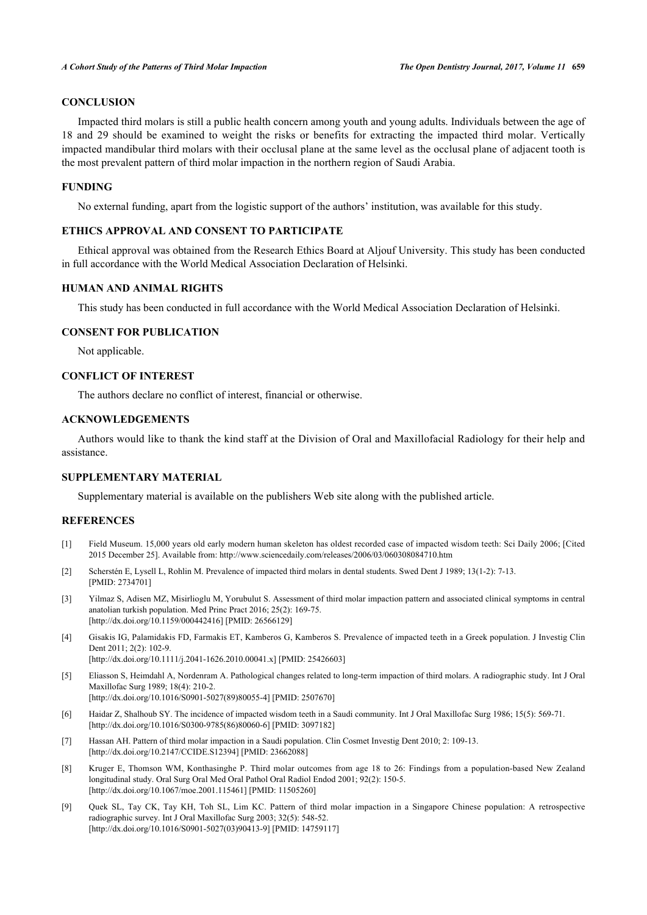## CONCLUSION

Impacted third molars is still a public health concern among youth and young adults. Individuals between the age of 18 and 29 should be examined to weight the risks or benefits for extracting the impacted third molar. Vertically impacted mandibular third molars with their occlusal plane at the same level as the occlusal plane of adjacent tooth is the most prevalent pattern of third molar impaction in the northern region of Saudi Arabia.

## FUNDING

No external funding, apart from the logistic support of the authors' institution, was available for this study.

## ETHICS APPROVAL AND CONSENT TO PARTICIPATE

Ethical approval was obtained from the Research Ethics Board at Aljouf University. This study has been conducted in full accordance with the World Medical Association Declaration of Helsinki.

## HUMAN AND ANIMAL RIGHTS

This study has been conducted in full accordance with the World Medical Association Declaration of Helsinki.

## CONSENT FOR PUBLICATION

Not applicable.

## CONFLICT OF INTEREST

The authors declare no conflict of interest, financial or otherwise.

## ACKNOWLEDGEMENTS

Authors would like to thank the kind staff at the Division of Oral and Maxillofacial Radiology for their help and assistance.

## SUPPLEMENTARY MATERIAL

Supplementary material is available on the publishers Web site along with the published article.

## REFERENCES

[1] Field Museum. 15,000 years old early modern human skeleton has oldest recorded case of impacted wisdom teeth: Sci Daily 2006; [Cited 2015 December 25]. Available from: http://www.sciencedaily.com/releases/2006/03/060308084710.htm

[2] Scherstén E, Lysell L, Rohlin M. Prevalence of impacted third molars in dental students. Swed Dent J 1989; 13(1-2): 7-13. [PMID: 2734701]

[3] Yilmaz S, Adisen MZ, Misirlioglu M, Yorubulut S. Assessment of third molar impaction pattern and associated clinical symptoms in central anatolian turkish population. Med Princ Pract 2016; 25(2): 169-75. [http://dx.doi.org/10.1159/000442416] [PMID: 26566129]

[4] Gisakis IG, Palamidakis FD, Farmakis ET, Kamberos G, Kamberos S. Prevalence of impacted teeth in a Greek population. J Investig Clin Dent 2011; 2(2): 102-9. [http://dx.doi.org/10.1111/j.2041-1626.2010.00041.x] [PMID: 25426603]

[5] Eliasson S, Heimdahl A, Nordenram A. Pathological changes related to long-term impaction of third molars. A radiographic study. Int J Oral Maxillofac Surg 1989; 18(4): 210-2. [http://dx.doi.org/10.1016/S0901-5027(89)80055-4] [PMID: 2507670]

[6] Haidar Z, Shalhoub SY. The incidence of impacted wisdom teeth in a Saudi community. Int J Oral Maxillofac Surg 1986; 15(5): 569-71. [http://dx.doi.org/10.1016/S0300-9785(86)80060-6] [PMID: 3097182]

[7] Hassan AH. Pattern of third molar impaction in a Saudi population. Clin Cosmet Investig Dent 2010; 2: 109-13. [http://dx.doi.org/10.2147/CCIDE.S12394] [PMID: 23662088]

[8] Kruger E, Thomson WM, Konthasinghe P. Third molar outcomes from age 18 to 26: Findings from a population-based New Zealand longitudinal study. Oral Surg Oral Med Oral Pathol Oral Radiol Endod 2001; 92(2): 150-5. [http://dx.doi.org/10.1067/moe.2001.115461] [PMID: 11505260]

[9] Quek SL, Tay CK, Tay KH, Toh SL, Lim KC. Pattern of third molar impaction in a Singapore Chinese population: A retrospective radiographic survey. Int J Oral Maxillofac Surg 2003; 32(5): 548-52. [http://dx.doi.org/10.1016/S0901-5027(03)90413-9] [PMID: 14759117]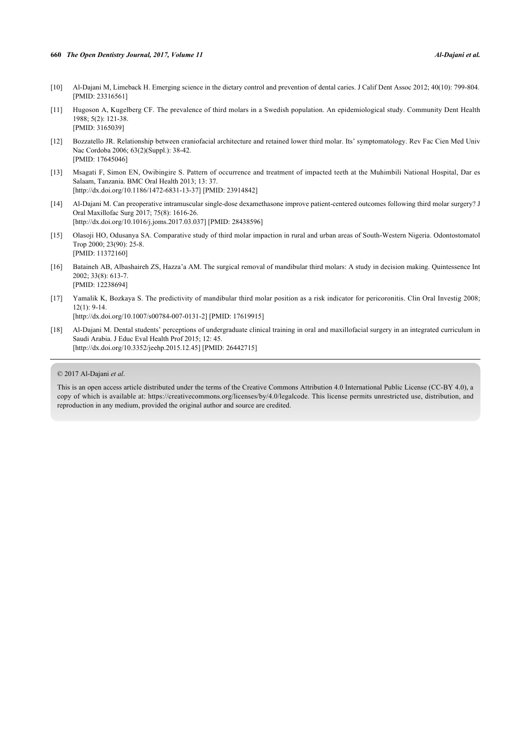[10] Al-Dajani M, Limeback H. Emerging science in the dietary control and prevention of dental caries. J Calif Dent Assoc 2012; 40(10): 799-804. [PMID: 23316561]

[11] Hugoson A, Kugelberg CF. The prevalence of third molars in a Swedish population. An epidemiological study. Community Dent Health 1988; 5(2): 121-38. [PMID: 3165039]

[12] Bozzatello JR. Relationship between craniofacial architecture and retained lower third molar. Its' symptomatology. Rev Fac Cien Med Univ Nac Cordoba 2006; 63(2)(Suppl.): 38-42. [PMID: 17645046]

[13] Msagati F, Simon EN, Owibingire S. Pattern of occurrence and treatment of impacted teeth at the Muhimbili National Hospital, Dar es Salaam, Tanzania. BMC Oral Health 2013; 13: 37. [http://dx.doi.org/10.1186/1472-6831-13-37] [PMID: 23914842]

[14] Al-Dajani M. Can preoperative intramuscular single-dose dexamethasone improve patient-centered outcomes following third molar surgery? J Oral Maxillofac Surg 2017; 75(8): 1616-26. [http://dx.doi.org/10.1016/j.joms.2017.03.037] [PMID: 28438596]

[15] Olasoji HO, Odusanya SA. Comparative study of third molar impaction in rural and urban areas of South-Western Nigeria. Odontostomatol Trop 2000; 23(90): 25-8. [PMID: 11372160]

[16] Bataineh AB, Albashaireh ZS, Hazza'a AM. The surgical removal of mandibular third molars: A study in decision making. Quintessence Int 2002; 33(8): 613-7. [PMID: 12238694]

[17] Yamalik K, Bozkaya S. The predictivity of mandibular third molar position as a risk indicator for pericoronitis. Clin Oral Investig 2008; 12(1): 9-14. [http://dx.doi.org/10.1007/s00784-007-0131-2] [PMID: 17619915]

[18] Al-Dajani M. Dental students' perceptions of undergraduate clinical training in oral and maxillofacial surgery in an integrated curriculum in Saudi Arabia. J Educ Eval Health Prof 2015; 12: 45. [http://dx.doi.org/10.3352/jeehp.2015.12.45] [PMID: 26442715]

© 2017 Al-Dajani *et al*.

This is an open access article distributed under the terms of the Creative Commons Attribution 4.0 International Public License (CC-BY 4.0), a copy of which is available at: https://creativecommons.org/licenses/by/4.0/legalcode. This license permits unrestricted use, distribution, and reproduction in any medium, provided the original author and source are credited.